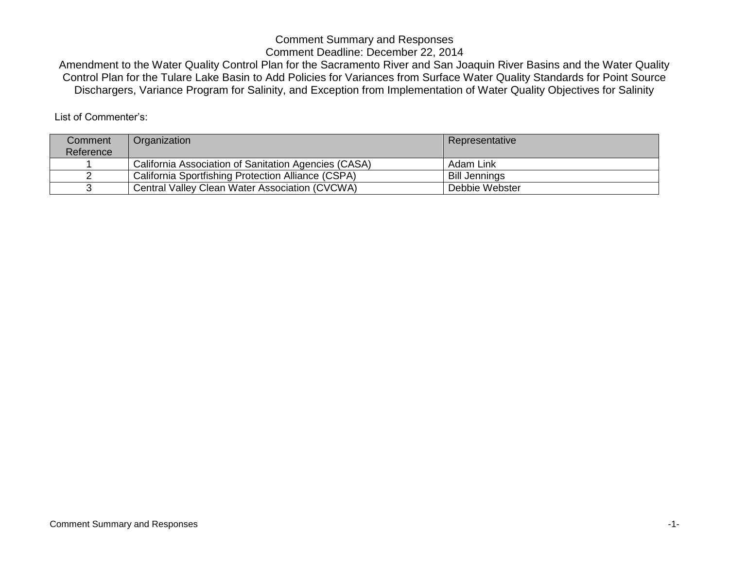# Comment Summary and Responses

## Comment Deadline: December 22, 2014

## Amendment to the Water Quality Control Plan for the Sacramento River and San Joaquin River Basins and the Water Quality Control Plan for the Tulare Lake Basin to Add Policies for Variances from Surface Water Quality Standards for Point Source Dischargers, Variance Program for Salinity, and Exception from Implementation of Water Quality Objectives for Salinity

List of Commenter's:

| Comment Reference | Organization | Representative |
|---|---|---|
| 1 | California Association of Sanitation Agencies (CASA) | Adam Link |
| 2 | California Sportfishing Protection Alliance (CSPA) | Bill Jennings |
| 3 | Central Valley Clean Water Association (CVCWA) | Debbie Webster |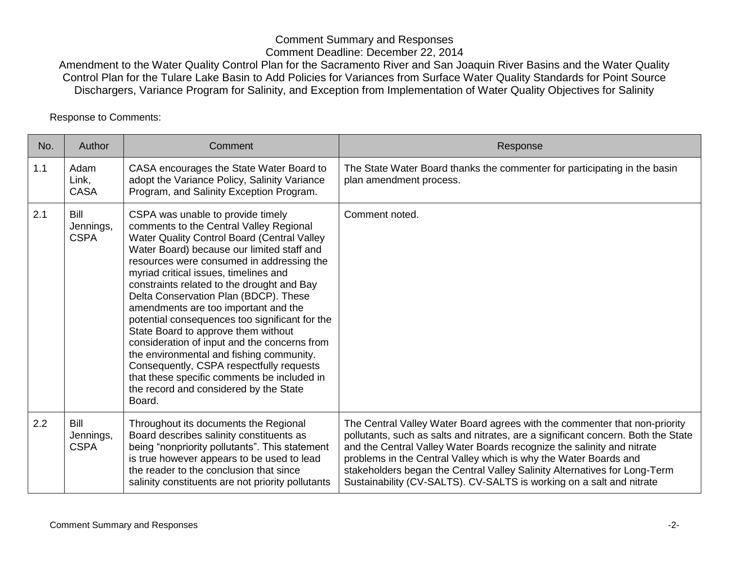Comment Summary and Responses

Comment Deadline: December 22, 2014

Amendment to the Water Quality Control Plan for the Sacramento River and San Joaquin River Basins and the Water Quality Control Plan for the Tulare Lake Basin to Add Policies for Variances from Surface Water Quality Standards for Point Source Dischargers, Variance Program for Salinity, and Exception from Implementation of Water Quality Objectives for Salinity

Response to Comments:

| No. | Author | Comment | Response |
|---|---|---|---|
| 1.1 | Adam Link, CASA | CASA encourages the State Water Board to adopt the Variance Policy, Salinity Variance Program, and Salinity Exception Program. | The State Water Board thanks the commenter for participating in the basin plan amendment process. |
| 2.1 | Bill Jennings, CSPA | CSPA was unable to provide timely comments to the Central Valley Regional Water Quality Control Board (Central Valley Water Board) because our limited staff and resources were consumed in addressing the myriad critical issues, timelines and constraints related to the drought and Bay Delta Conservation Plan (BDCP). These amendments are too important and the potential consequences too significant for the State Board to approve them without consideration of input and the concerns from the environmental and fishing community. Consequently, CSPA respectfully requests that these specific comments be included in the record and considered by the State Board. | Comment noted. |
| 2.2 | Bill Jennings, CSPA | Throughout its documents the Regional Board describes salinity constituents as being "nonpriority pollutants". This statement is true however appears to be used to lead the reader to the conclusion that since salinity constituents are not priority pollutants | The Central Valley Water Board agrees with the commenter that non-priority pollutants, such as salts and nitrates, are a significant concern. Both the State and the Central Valley Water Boards recognize the salinity and nitrate problems in the Central Valley which is why the Water Boards and stakeholders began the Central Valley Salinity Alternatives for Long-Term Sustainability (CV-SALTS). CV-SALTS is working on a salt and nitrate |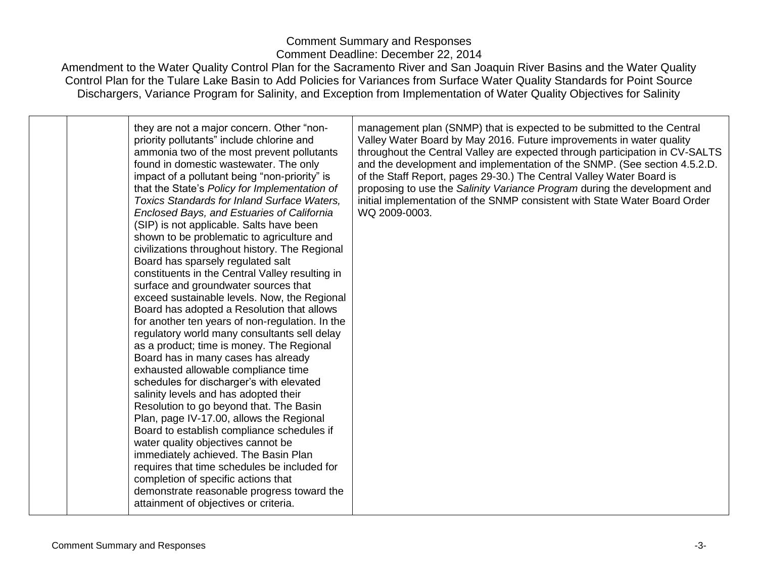| | | | |
|---|---|---|---|
| | | they are not a major concern. Other "non-priority pollutants" include chlorine and ammonia two of the most prevent pollutants found in domestic wastewater. The only impact of a pollutant being "non-priority" is that the State's *Policy for Implementation of Toxics Standards for Inland Surface Waters, Enclosed Bays, and Estuaries of California* (SIP) is not applicable. Salts have been shown to be problematic to agriculture and civilizations throughout history. The Regional Board has sparsely regulated salt constituents in the Central Valley resulting in surface and groundwater sources that exceed sustainable levels. Now, the Regional Board has adopted a Resolution that allows for another ten years of non-regulation. In the regulatory world many consultants sell delay as a product; time is money. The Regional Board has in many cases has already exhausted allowable compliance time schedules for discharger's with elevated salinity levels and has adopted their Resolution to go beyond that. The Basin Plan, page IV-17.00, allows the Regional Board to establish compliance schedules if water quality objectives cannot be immediately achieved. The Basin Plan requires that time schedules be included for completion of specific actions that demonstrate reasonable progress toward the attainment of objectives or criteria. | management plan (SNMP) that is expected to be submitted to the Central Valley Water Board by May 2016. Future improvements in water quality throughout the Central Valley are expected through participation in CV-SALTS and the development and implementation of the SNMP. (See section 4.5.2.D. of the Staff Report, pages 29-30.) The Central Valley Water Board is proposing to use the *Salinity Variance Program* during the development and initial implementation of the SNMP consistent with State Water Board Order WQ 2009-0003. |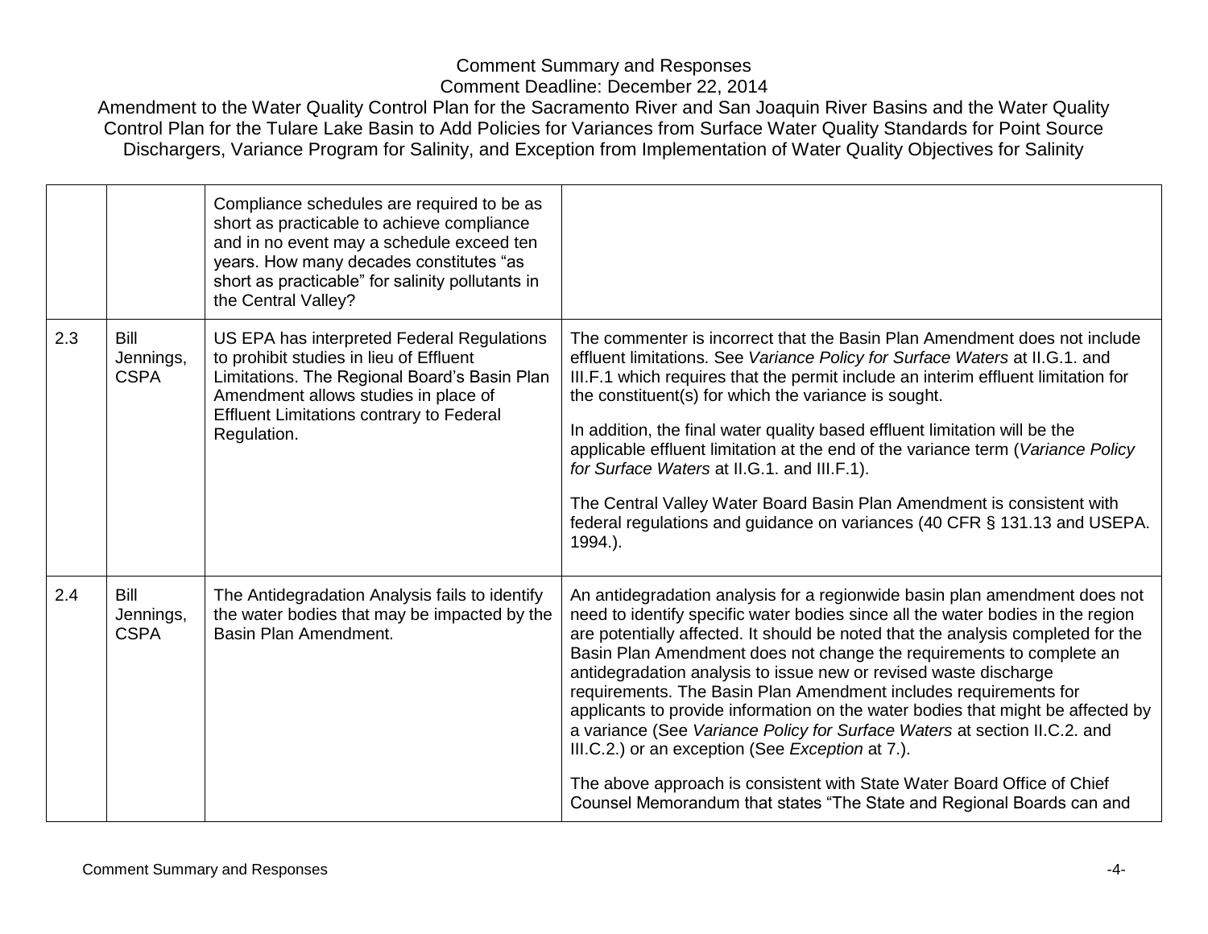| | | | |
|---|---|---|---|
| | | Compliance schedules are required to be as short as practicable to achieve compliance and in no event may a schedule exceed ten years. How many decades constitutes “as short as practicable” for salinity pollutants in the Central Valley? | |
| 2.3 | Bill Jennings, CSPA | US EPA has interpreted Federal Regulations to prohibit studies in lieu of Effluent Limitations. The Regional Board’s Basin Plan Amendment allows studies in place of Effluent Limitations contrary to Federal Regulation. | The commenter is incorrect that the Basin Plan Amendment does not include effluent limitations. See *Variance Policy for Surface Waters* at II.G.1. and III.F.1 which requires that the permit include an interim effluent limitation for the constituent(s) for which the variance is sought.<br><br>In addition, the final water quality based effluent limitation will be the applicable effluent limitation at the end of the variance term (*Variance Policy for Surface Waters* at II.G.1. and III.F.1).<br><br>The Central Valley Water Board Basin Plan Amendment is consistent with federal regulations and guidance on variances (40 CFR § 131.13 and USEPA. 1994.). |
| 2.4 | Bill Jennings, CSPA | The Antidegradation Analysis fails to identify the water bodies that may be impacted by the Basin Plan Amendment. | An antidegradation analysis for a regionwide basin plan amendment does not need to identify specific water bodies since all the water bodies in the region are potentially affected. It should be noted that the analysis completed for the Basin Plan Amendment does not change the requirements to complete an antidegradation analysis to issue new or revised waste discharge requirements. The Basin Plan Amendment includes requirements for applicants to provide information on the water bodies that might be affected by a variance (See *Variance Policy for Surface Waters* at section II.C.2. and III.C.2.) or an exception (See *Exception* at 7.).<br><br>The above approach is consistent with State Water Board Office of Chief Counsel Memorandum that states “The State and Regional Boards can and |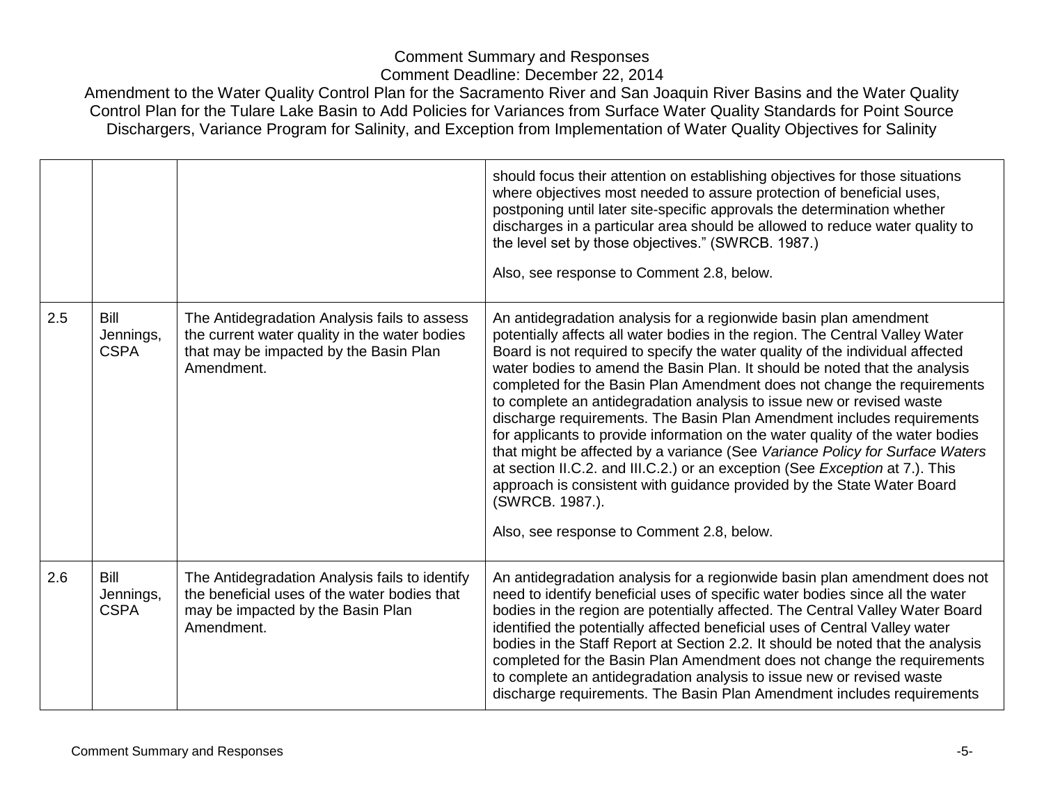| | | | |
|---|---|---|---|
| | | | should focus their attention on establishing objectives for those situations where objectives most needed to assure protection of beneficial uses, postponing until later site-specific approvals the determination whether discharges in a particular area should be allowed to reduce water quality to the level set by those objectives." (SWRCB. 1987.)<br><br>Also, see response to Comment 2.8, below. |
| 2.5 | Bill Jennings, CSPA | The Antidegradation Analysis fails to assess the current water quality in the water bodies that may be impacted by the Basin Plan Amendment. | An antidegradation analysis for a regionwide basin plan amendment potentially affects all water bodies in the region. The Central Valley Water Board is not required to specify the water quality of the individual affected water bodies to amend the Basin Plan. It should be noted that the analysis completed for the Basin Plan Amendment does not change the requirements to complete an antidegradation analysis to issue new or revised waste discharge requirements. The Basin Plan Amendment includes requirements for applicants to provide information on the water quality of the water bodies that might be affected by a variance (See *Variance Policy for Surface Waters* at section II.C.2. and III.C.2.) or an exception (See *Exception* at 7.). This approach is consistent with guidance provided by the State Water Board (SWRCB. 1987.).<br><br>Also, see response to Comment 2.8, below. |
| 2.6 | Bill Jennings, CSPA | The Antidegradation Analysis fails to identify the beneficial uses of the water bodies that may be impacted by the Basin Plan Amendment. | An antidegradation analysis for a regionwide basin plan amendment does not need to identify beneficial uses of specific water bodies since all the water bodies in the region are potentially affected. The Central Valley Water Board identified the potentially affected beneficial uses of Central Valley water bodies in the Staff Report at Section 2.2. It should be noted that the analysis completed for the Basin Plan Amendment does not change the requirements to complete an antidegradation analysis to issue new or revised waste discharge requirements. The Basin Plan Amendment includes requirements |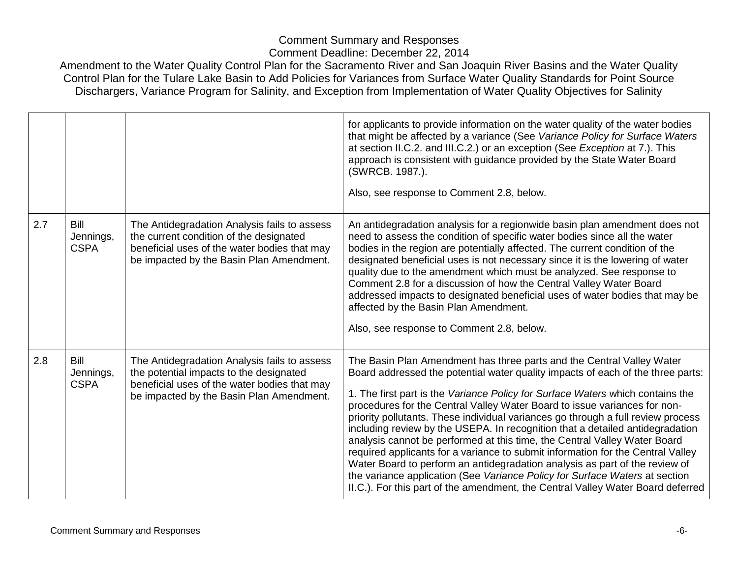| | | | |
|---|---|---|---|
| | | | for applicants to provide information on the water quality of the water bodies that might be affected by a variance (See *Variance Policy for Surface Waters* at section II.C.2. and III.C.2.) or an exception (See *Exception* at 7.). This approach is consistent with guidance provided by the State Water Board (SWRCB. 1987.).<br><br>Also, see response to Comment 2.8, below. |
| 2.7 | Bill Jennings, CSPA | The Antidegradation Analysis fails to assess the current condition of the designated beneficial uses of the water bodies that may be impacted by the Basin Plan Amendment. | An antidegradation analysis for a regionwide basin plan amendment does not need to assess the condition of specific water bodies since all the water bodies in the region are potentially affected. The current condition of the designated beneficial uses is not necessary since it is the lowering of water quality due to the amendment which must be analyzed. See response to Comment 2.8 for a discussion of how the Central Valley Water Board addressed impacts to designated beneficial uses of water bodies that may be affected by the Basin Plan Amendment.<br><br>Also, see response to Comment 2.8, below. |
| 2.8 | Bill Jennings, CSPA | The Antidegradation Analysis fails to assess the potential impacts to the designated beneficial uses of the water bodies that may be impacted by the Basin Plan Amendment. | The Basin Plan Amendment has three parts and the Central Valley Water Board addressed the potential water quality impacts of each of the three parts:<br><br>1. The first part is the *Variance Policy for Surface Waters* which contains the procedures for the Central Valley Water Board to issue variances for non-priority pollutants. These individual variances go through a full review process including review by the USEPA. In recognition that a detailed antidegradation analysis cannot be performed at this time, the Central Valley Water Board required applicants for a variance to submit information for the Central Valley Water Board to perform an antidegradation analysis as part of the review of the variance application (See *Variance Policy for Surface Waters* at section II.C.). For this part of the amendment, the Central Valley Water Board deferred |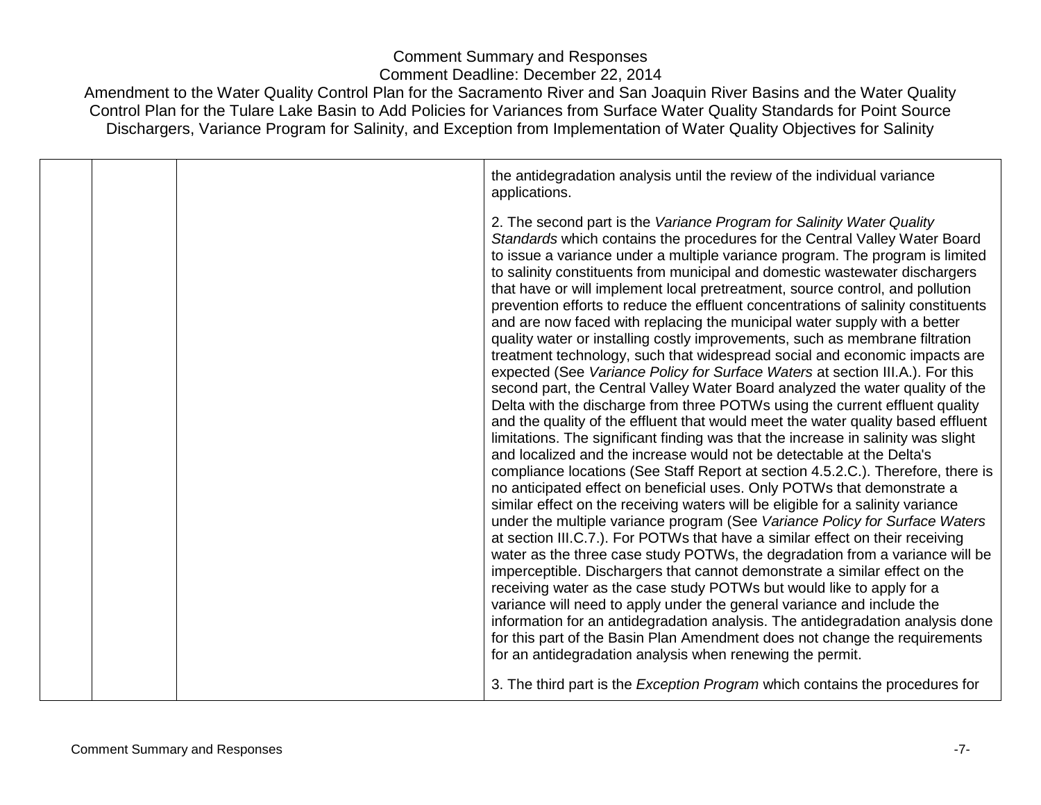| | | | the antidegradation analysis until the review of the individual variance applications.<br><br>2. The second part is the *Variance Program for Salinity Water Quality Standards* which contains the procedures for the Central Valley Water Board to issue a variance under a multiple variance program. The program is limited to salinity constituents from municipal and domestic wastewater dischargers that have or will implement local pretreatment, source control, and pollution prevention efforts to reduce the effluent concentrations of salinity constituents and are now faced with replacing the municipal water supply with a better quality water or installing costly improvements, such as membrane filtration treatment technology, such that widespread social and economic impacts are expected (See *Variance Policy for Surface Waters* at section III.A.). For this second part, the Central Valley Water Board analyzed the water quality of the Delta with the discharge from three POTWs using the current effluent quality and the quality of the effluent that would meet the water quality based effluent limitations. The significant finding was that the increase in salinity was slight and localized and the increase would not be detectable at the Delta's compliance locations (See Staff Report at section 4.5.2.C.). Therefore, there is no anticipated effect on beneficial uses. Only POTWs that demonstrate a similar effect on the receiving waters will be eligible for a salinity variance under the multiple variance program (See *Variance Policy for Surface Waters* at section III.C.7.). For POTWs that have a similar effect on their receiving water as the three case study POTWs, the degradation from a variance will be imperceptible. Dischargers that cannot demonstrate a similar effect on the receiving water as the case study POTWs but would like to apply for a variance will need to apply under the general variance and include the information for an antidegradation analysis. The antidegradation analysis done for this part of the Basin Plan Amendment does not change the requirements for an antidegradation analysis when renewing the permit.<br><br>3. The third part is the *Exception Program* which contains the procedures for |
|---|---|---|---|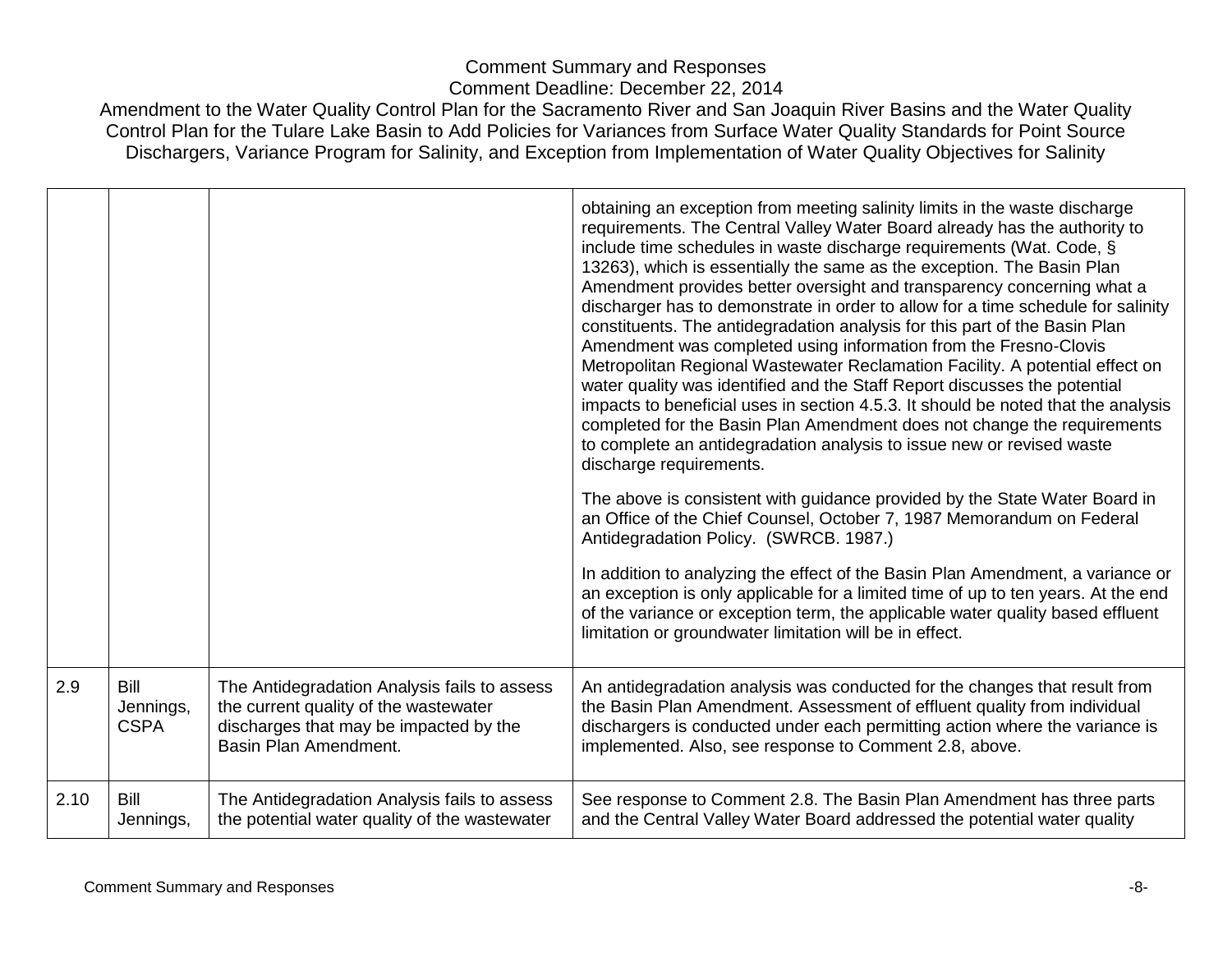| | | | |
|---|---|---|---|
| | | | obtaining an exception from meeting salinity limits in the waste discharge requirements. The Central Valley Water Board already has the authority to include time schedules in waste discharge requirements (Wat. Code, § 13263), which is essentially the same as the exception. The Basin Plan Amendment provides better oversight and transparency concerning what a discharger has to demonstrate in order to allow for a time schedule for salinity constituents. The antidegradation analysis for this part of the Basin Plan Amendment was completed using information from the Fresno-Clovis Metropolitan Regional Wastewater Reclamation Facility. A potential effect on water quality was identified and the Staff Report discusses the potential impacts to beneficial uses in section 4.5.3. It should be noted that the analysis completed for the Basin Plan Amendment does not change the requirements to complete an antidegradation analysis to issue new or revised waste discharge requirements.<br><br>The above is consistent with guidance provided by the State Water Board in an Office of the Chief Counsel, October 7, 1987 Memorandum on Federal Antidegradation Policy. (SWRCB. 1987.)<br><br>In addition to analyzing the effect of the Basin Plan Amendment, a variance or an exception is only applicable for a limited time of up to ten years. At the end of the variance or exception term, the applicable water quality based effluent limitation or groundwater limitation will be in effect. |
| 2.9 | Bill Jennings, CSPA | The Antidegradation Analysis fails to assess the current quality of the wastewater discharges that may be impacted by the Basin Plan Amendment. | An antidegradation analysis was conducted for the changes that result from the Basin Plan Amendment. Assessment of effluent quality from individual dischargers is conducted under each permitting action where the variance is implemented. Also, see response to Comment 2.8, above. |
| 2.10 | Bill Jennings, | The Antidegradation Analysis fails to assess the potential water quality of the wastewater | See response to Comment 2.8. The Basin Plan Amendment has three parts and the Central Valley Water Board addressed the potential water quality |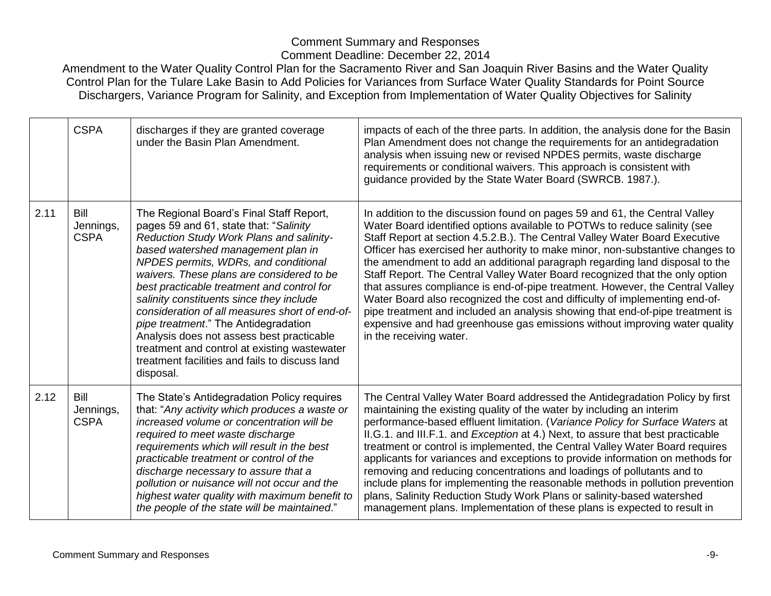| | CSPA | discharges if they are granted coverage under the Basin Plan Amendment. | impacts of each of the three parts. In addition, the analysis done for the Basin Plan Amendment does not change the requirements for an antidegradation analysis when issuing new or revised NPDES permits, waste discharge requirements or conditional waivers. This approach is consistent with guidance provided by the State Water Board (SWRCB. 1987.). |
|---|---|---|---|
| 2.11 | Bill Jennings, CSPA | The Regional Board's Final Staff Report, pages 59 and 61, state that: "*Salinity Reduction Study Work Plans and salinity-based watershed management plan in NPDES permits, WDRs, and conditional waivers. These plans are considered to be best practicable treatment and control for salinity constituents since they include consideration of all measures short of end-of-pipe treatment*." The Antidegradation Analysis does not assess best practicable treatment and control at existing wastewater treatment facilities and fails to discuss land disposal. | In addition to the discussion found on pages 59 and 61, the Central Valley Water Board identified options available to POTWs to reduce salinity (see Staff Report at section 4.5.2.B.). The Central Valley Water Board Executive Officer has exercised her authority to make minor, non-substantive changes to the amendment to add an additional paragraph regarding land disposal to the Staff Report. The Central Valley Water Board recognized that the only option that assures compliance is end-of-pipe treatment. However, the Central Valley Water Board also recognized the cost and difficulty of implementing end-of-pipe treatment and included an analysis showing that end-of-pipe treatment is expensive and had greenhouse gas emissions without improving water quality in the receiving water. |
| 2.12 | Bill Jennings, CSPA | The State's Antidegradation Policy requires that: "*Any activity which produces a waste or increased volume or concentration will be required to meet waste discharge requirements which will result in the best practicable treatment or control of the discharge necessary to assure that a pollution or nuisance will not occur and the highest water quality with maximum benefit to the people of the state will be maintained*." | The Central Valley Water Board addressed the Antidegradation Policy by first maintaining the existing quality of the water by including an interim performance-based effluent limitation. (*Variance Policy for Surface Waters* at II.G.1. and III.F.1. and *Exception* at 4.) Next, to assure that best practicable treatment or control is implemented, the Central Valley Water Board requires applicants for variances and exceptions to provide information on methods for removing and reducing concentrations and loadings of pollutants and to include plans for implementing the reasonable methods in pollution prevention plans, Salinity Reduction Study Work Plans or salinity-based watershed management plans. Implementation of these plans is expected to result in |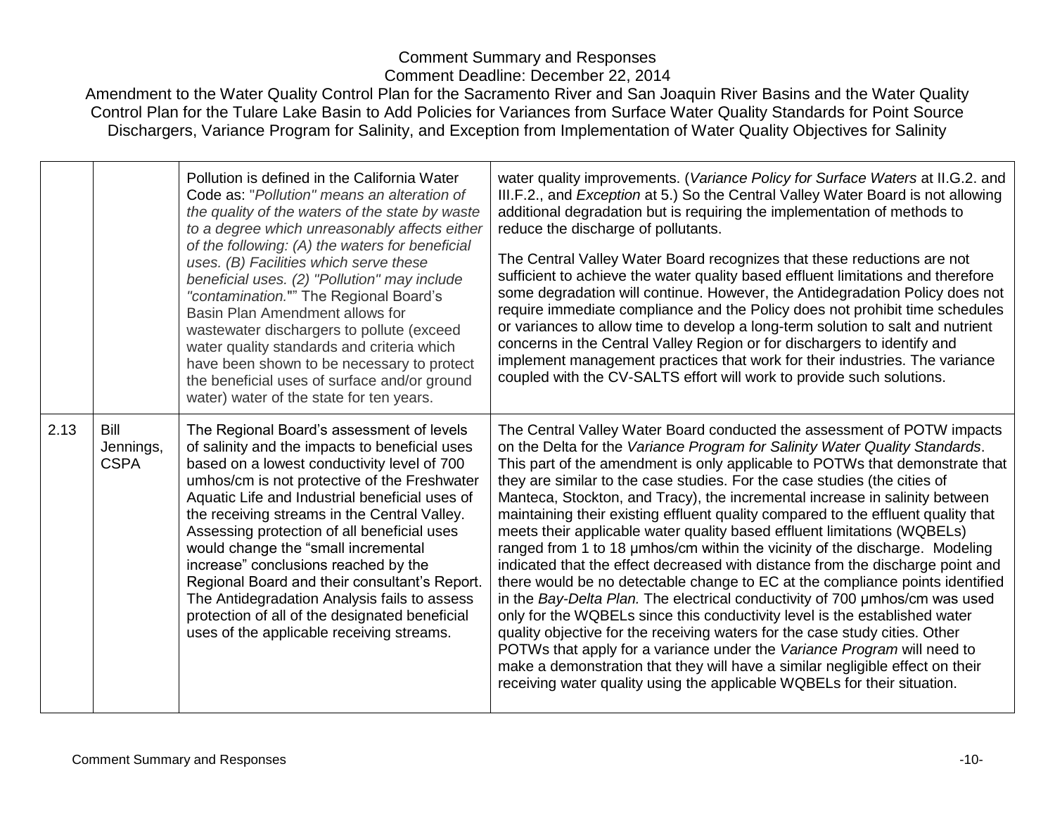Comment Summary and Responses
Comment Deadline: December 22, 2014
Amendment to the Water Quality Control Plan for the Sacramento River and San Joaquin River Basins and the Water Quality Control Plan for the Tulare Lake Basin to Add Policies for Variances from Surface Water Quality Standards for Point Source Dischargers, Variance Program for Salinity, and Exception from Implementation of Water Quality Objectives for Salinity

| | | | |
|---|---|---|---|
| | | Pollution is defined in the California Water Code as: "*Pollution" means an alteration of the quality of the waters of the state by waste to a degree which unreasonably affects either of the following: (A) the waters for beneficial uses. (B) Facilities which serve these beneficial uses. (2) "Pollution" may include "contamination."*"" The Regional Board's Basin Plan Amendment allows for wastewater dischargers to pollute (exceed water quality standards and criteria which have been shown to be necessary to protect the beneficial uses of surface and/or ground water) water of the state for ten years. | water quality improvements. (*Variance Policy for Surface Waters* at II.G.2. and III.F.2., and *Exception* at 5.) So the Central Valley Water Board is not allowing additional degradation but is requiring the implementation of methods to reduce the discharge of pollutants.<br><br>The Central Valley Water Board recognizes that these reductions are not sufficient to achieve the water quality based effluent limitations and therefore some degradation will continue. However, the Antidegradation Policy does not require immediate compliance and the Policy does not prohibit time schedules or variances to allow time to develop a long-term solution to salt and nutrient concerns in the Central Valley Region or for dischargers to identify and implement management practices that work for their industries. The variance coupled with the CV-SALTS effort will work to provide such solutions. |
| 2.13 | Bill Jennings, CSPA | The Regional Board's assessment of levels of salinity and the impacts to beneficial uses based on a lowest conductivity level of 700 umhos/cm is not protective of the Freshwater Aquatic Life and Industrial beneficial uses of the receiving streams in the Central Valley. Assessing protection of all beneficial uses would change the "small incremental increase" conclusions reached by the Regional Board and their consultant's Report. The Antidegradation Analysis fails to assess protection of all of the designated beneficial uses of the applicable receiving streams. | The Central Valley Water Board conducted the assessment of POTW impacts on the Delta for the *Variance Program for Salinity Water Quality Standards*. This part of the amendment is only applicable to POTWs that demonstrate that they are similar to the case studies. For the case studies (the cities of Manteca, Stockton, and Tracy), the incremental increase in salinity between maintaining their existing effluent quality compared to the effluent quality that meets their applicable water quality based effluent limitations (WQBELs) ranged from 1 to 18 µmhos/cm within the vicinity of the discharge. Modeling indicated that the effect decreased with distance from the discharge point and there would be no detectable change to EC at the compliance points identified in the *Bay-Delta Plan.* The electrical conductivity of 700 µmhos/cm was used only for the WQBELs since this conductivity level is the established water quality objective for the receiving waters for the case study cities. Other POTWs that apply for a variance under the *Variance Program* will need to make a demonstration that they will have a similar negligible effect on their receiving water quality using the applicable WQBELs for their situation. |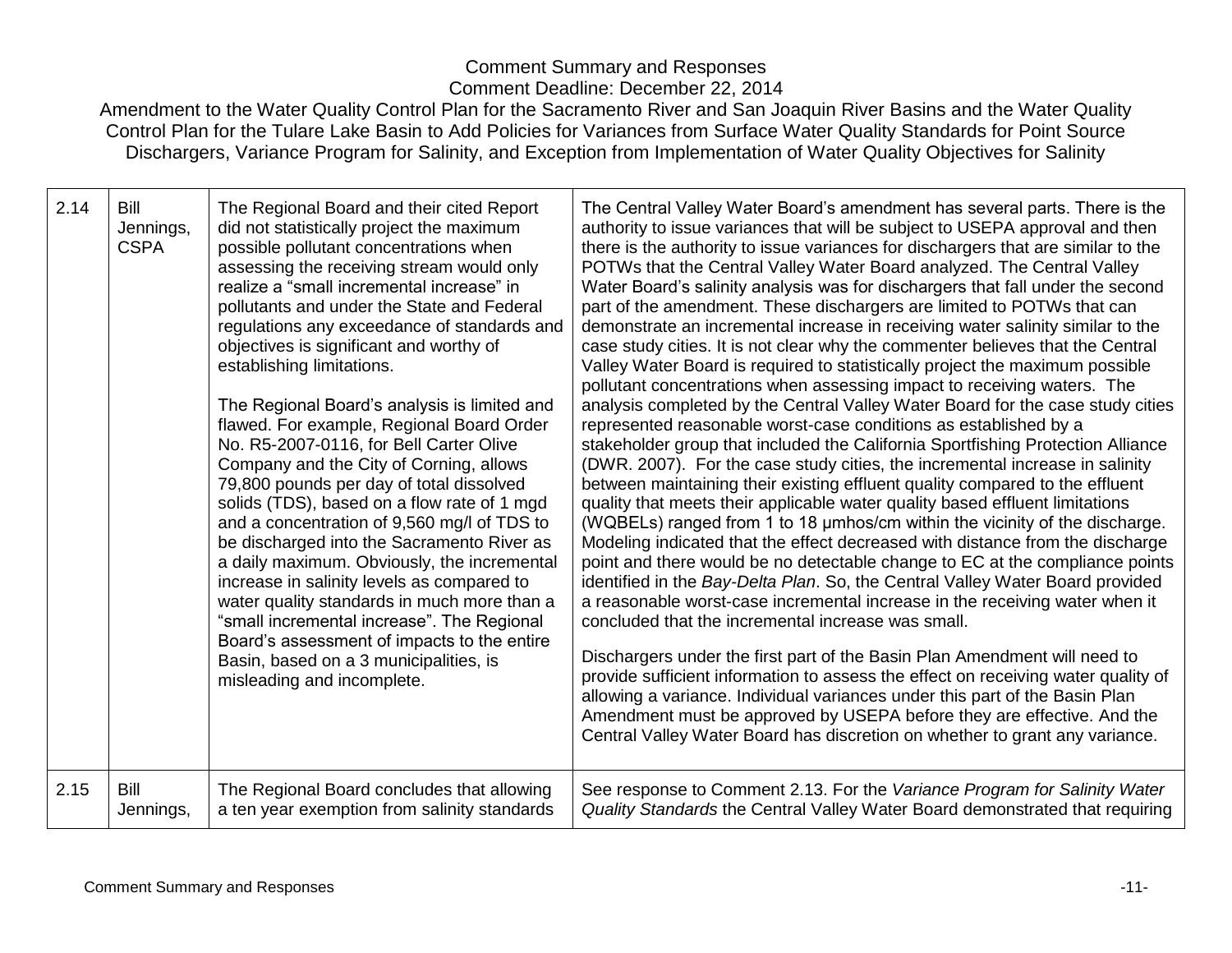| 2.14 | Bill Jennings, CSPA | The Regional Board and their cited Report did not statistically project the maximum possible pollutant concentrations when assessing the receiving stream would only realize a "small incremental increase" in pollutants and under the State and Federal regulations any exceedance of standards and objectives is significant and worthy of establishing limitations.<br><br>The Regional Board's analysis is limited and flawed. For example, Regional Board Order No. R5-2007-0116, for Bell Carter Olive Company and the City of Corning, allows 79,800 pounds per day of total dissolved solids (TDS), based on a flow rate of 1 mgd and a concentration of 9,560 mg/l of TDS to be discharged into the Sacramento River as a daily maximum. Obviously, the incremental increase in salinity levels as compared to water quality standards in much more than a "small incremental increase". The Regional Board's assessment of impacts to the entire Basin, based on a 3 municipalities, is misleading and incomplete. | The Central Valley Water Board's amendment has several parts. There is the authority to issue variances that will be subject to USEPA approval and then there is the authority to issue variances for dischargers that are similar to the POTWs that the Central Valley Water Board analyzed. The Central Valley Water Board's salinity analysis was for dischargers that fall under the second part of the amendment. These dischargers are limited to POTWs that can demonstrate an incremental increase in receiving water salinity similar to the case study cities. It is not clear why the commenter believes that the Central Valley Water Board is required to statistically project the maximum possible pollutant concentrations when assessing impact to receiving waters. The analysis completed by the Central Valley Water Board for the case study cities represented reasonable worst-case conditions as established by a stakeholder group that included the California Sportfishing Protection Alliance (DWR. 2007). For the case study cities, the incremental increase in salinity between maintaining their existing effluent quality compared to the effluent quality that meets their applicable water quality based effluent limitations (WQBELs) ranged from 1 to 18 μmhos/cm within the vicinity of the discharge. Modeling indicated that the effect decreased with distance from the discharge point and there would be no detectable change to EC at the compliance points identified in the *Bay-Delta Plan*. So, the Central Valley Water Board provided a reasonable worst-case incremental increase in the receiving water when it concluded that the incremental increase was small.<br><br>Dischargers under the first part of the Basin Plan Amendment will need to provide sufficient information to assess the effect on receiving water quality of allowing a variance. Individual variances under this part of the Basin Plan Amendment must be approved by USEPA before they are effective. And the Central Valley Water Board has discretion on whether to grant any variance. |
|---|---|---|---|
| 2.15 | Bill Jennings, | The Regional Board concludes that allowing a ten year exemption from salinity standards | See response to Comment 2.13. For the *Variance Program for Salinity Water Quality Standards* the Central Valley Water Board demonstrated that requiring |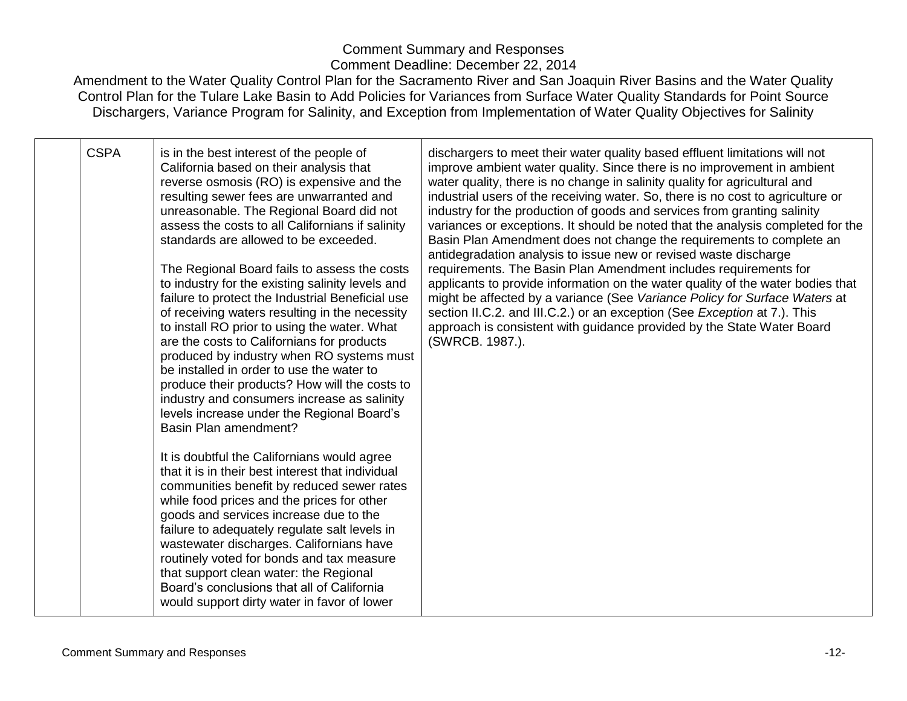Comment Summary and Responses
Comment Deadline: December 22, 2014
Amendment to the Water Quality Control Plan for the Sacramento River and San Joaquin River Basins and the Water Quality Control Plan for the Tulare Lake Basin to Add Policies for Variances from Surface Water Quality Standards for Point Source Dischargers, Variance Program for Salinity, and Exception from Implementation of Water Quality Objectives for Salinity

| | | | |
|---|---|---|---|
| | CSPA | is in the best interest of the people of California based on their analysis that reverse osmosis (RO) is expensive and the resulting sewer fees are unwarranted and unreasonable. The Regional Board did not assess the costs to all Californians if salinity standards are allowed to be exceeded.<br><br>The Regional Board fails to assess the costs to industry for the existing salinity levels and failure to protect the Industrial Beneficial use of receiving waters resulting in the necessity to install RO prior to using the water. What are the costs to Californians for products produced by industry when RO systems must be installed in order to use the water to produce their products? How will the costs to industry and consumers increase as salinity levels increase under the Regional Board's Basin Plan amendment?<br><br>It is doubtful the Californians would agree that it is in their best interest that individual communities benefit by reduced sewer rates while food prices and the prices for other goods and services increase due to the failure to adequately regulate salt levels in wastewater discharges. Californians have routinely voted for bonds and tax measure that support clean water: the Regional Board's conclusions that all of California would support dirty water in favor of lower | dischargers to meet their water quality based effluent limitations will not improve ambient water quality. Since there is no improvement in ambient water quality, there is no change in salinity quality for agricultural and industrial users of the receiving water. So, there is no cost to agriculture or industry for the production of goods and services from granting salinity variances or exceptions. It should be noted that the analysis completed for the Basin Plan Amendment does not change the requirements to complete an antidegradation analysis to issue new or revised waste discharge requirements. The Basin Plan Amendment includes requirements for applicants to provide information on the water quality of the water bodies that might be affected by a variance (See *Variance Policy for Surface Waters* at section II.C.2. and III.C.2.) or an exception (See *Exception* at 7.). This approach is consistent with guidance provided by the State Water Board (SWRCB. 1987.). |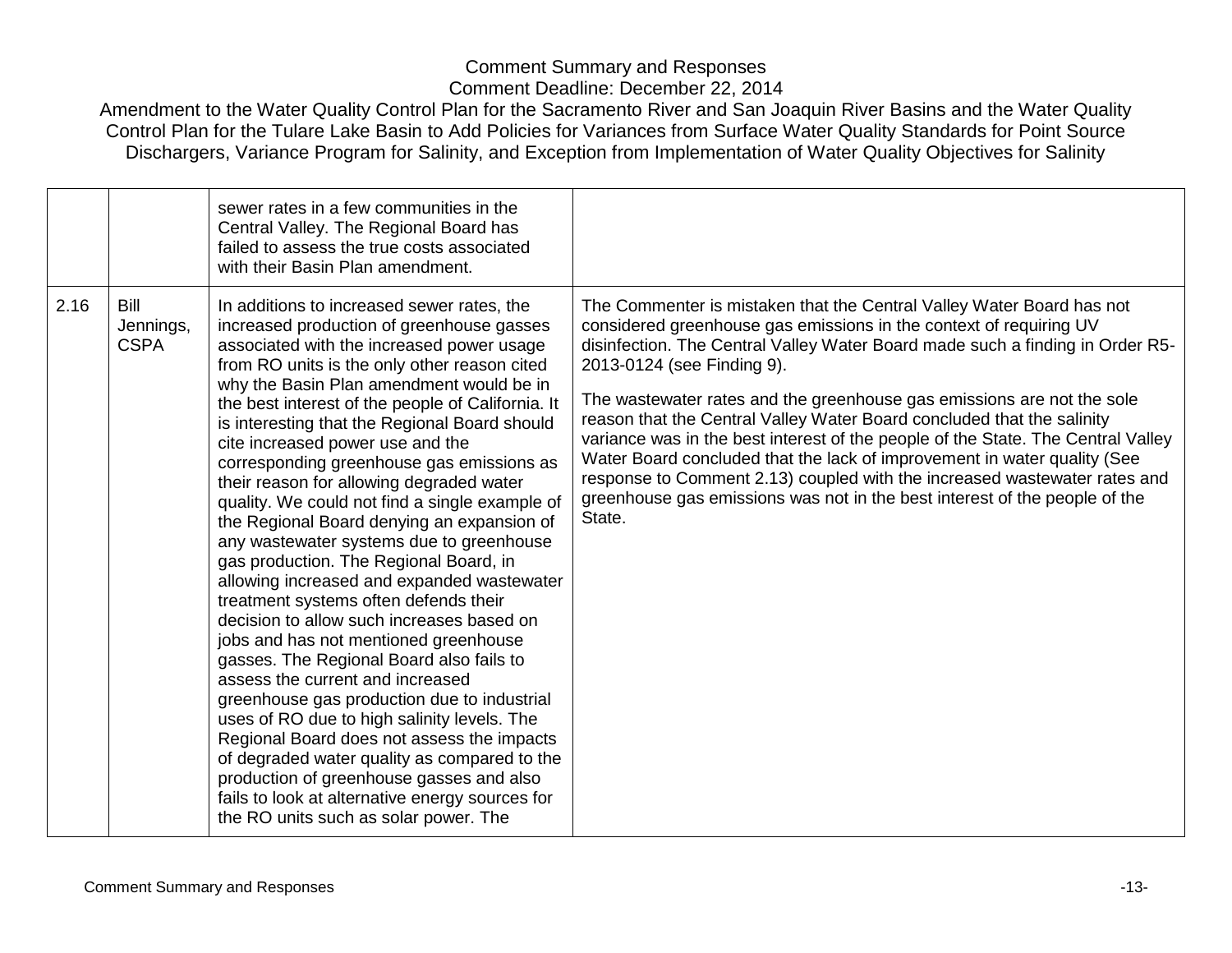|  |  |  |  |
|---|---|---|---|
|  |  | sewer rates in a few communities in the Central Valley. The Regional Board has failed to assess the true costs associated with their Basin Plan amendment. |  |
| 2.16 | Bill Jennings, CSPA | In additions to increased sewer rates, the increased production of greenhouse gasses associated with the increased power usage from RO units is the only other reason cited why the Basin Plan amendment would be in the best interest of the people of California. It is interesting that the Regional Board should cite increased power use and the corresponding greenhouse gas emissions as their reason for allowing degraded water quality. We could not find a single example of the Regional Board denying an expansion of any wastewater systems due to greenhouse gas production. The Regional Board, in allowing increased and expanded wastewater treatment systems often defends their decision to allow such increases based on jobs and has not mentioned greenhouse gasses. The Regional Board also fails to assess the current and increased greenhouse gas production due to industrial uses of RO due to high salinity levels. The Regional Board does not assess the impacts of degraded water quality as compared to the production of greenhouse gasses and also fails to look at alternative energy sources for the RO units such as solar power. The | The Commenter is mistaken that the Central Valley Water Board has not considered greenhouse gas emissions in the context of requiring UV disinfection. The Central Valley Water Board made such a finding in Order R5-2013-0124 (see Finding 9).<br><br>The wastewater rates and the greenhouse gas emissions are not the sole reason that the Central Valley Water Board concluded that the salinity variance was in the best interest of the people of the State. The Central Valley Water Board concluded that the lack of improvement in water quality (See response to Comment 2.13) coupled with the increased wastewater rates and greenhouse gas emissions was not in the best interest of the people of the State. |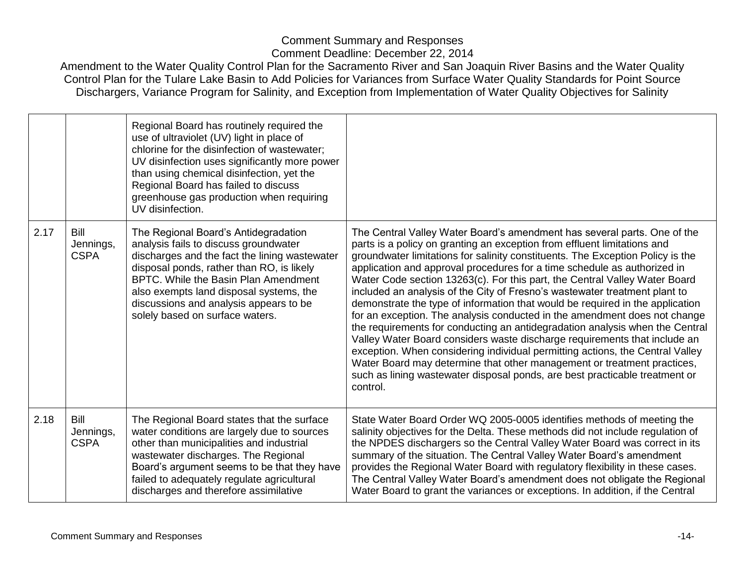| | | | |
|---|---|---|---|
| | | Regional Board has routinely required the use of ultraviolet (UV) light in place of chlorine for the disinfection of wastewater; UV disinfection uses significantly more power than using chemical disinfection, yet the Regional Board has failed to discuss greenhouse gas production when requiring UV disinfection. | |
| 2.17 | Bill Jennings, CSPA | The Regional Board's Antidegradation analysis fails to discuss groundwater discharges and the fact the lining wastewater disposal ponds, rather than RO, is likely BPTC. While the Basin Plan Amendment also exempts land disposal systems, the discussions and analysis appears to be solely based on surface waters. | The Central Valley Water Board's amendment has several parts. One of the parts is a policy on granting an exception from effluent limitations and groundwater limitations for salinity constituents. The Exception Policy is the application and approval procedures for a time schedule as authorized in Water Code section 13263(c). For this part, the Central Valley Water Board included an analysis of the City of Fresno's wastewater treatment plant to demonstrate the type of information that would be required in the application for an exception. The analysis conducted in the amendment does not change the requirements for conducting an antidegradation analysis when the Central Valley Water Board considers waste discharge requirements that include an exception. When considering individual permitting actions, the Central Valley Water Board may determine that other management or treatment practices, such as lining wastewater disposal ponds, are best practicable treatment or control. |
| 2.18 | Bill Jennings, CSPA | The Regional Board states that the surface water conditions are largely due to sources other than municipalities and industrial wastewater discharges. The Regional Board's argument seems to be that they have failed to adequately regulate agricultural discharges and therefore assimilative | State Water Board Order WQ 2005-0005 identifies methods of meeting the salinity objectives for the Delta. These methods did not include regulation of the NPDES dischargers so the Central Valley Water Board was correct in its summary of the situation. The Central Valley Water Board's amendment provides the Regional Water Board with regulatory flexibility in these cases. The Central Valley Water Board's amendment does not obligate the Regional Water Board to grant the variances or exceptions. In addition, if the Central |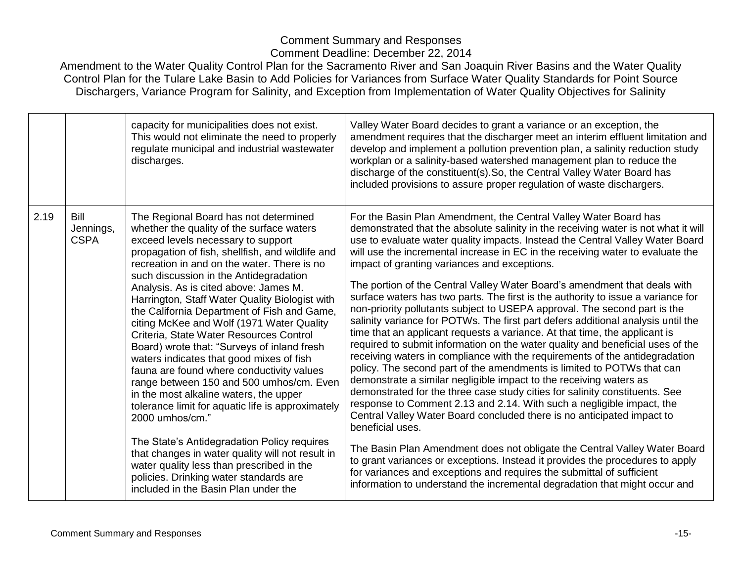|  |  |  |  |
|---|---|---|---|
|  |  | capacity for municipalities does not exist. This would not eliminate the need to properly regulate municipal and industrial wastewater discharges. | Valley Water Board decides to grant a variance or an exception, the amendment requires that the discharger meet an interim effluent limitation and develop and implement a pollution prevention plan, a salinity reduction study workplan or a salinity-based watershed management plan to reduce the discharge of the constituent(s).So, the Central Valley Water Board has included provisions to assure proper regulation of waste dischargers. |
| 2.19 | Bill Jennings, CSPA | The Regional Board has not determined whether the quality of the surface waters exceed levels necessary to support propagation of fish, shellfish, and wildlife and recreation in and on the water. There is no such discussion in the Antidegradation Analysis. As is cited above: James M. Harrington, Staff Water Quality Biologist with the California Department of Fish and Game, citing McKee and Wolf (1971 Water Quality Criteria, State Water Resources Control Board) wrote that: "Surveys of inland fresh waters indicates that good mixes of fish fauna are found where conductivity values range between 150 and 500 umhos/cm. Even in the most alkaline waters, the upper tolerance limit for aquatic life is approximately 2000 umhos/cm."<br><br>The State's Antidegradation Policy requires that changes in water quality will not result in water quality less than prescribed in the policies. Drinking water standards are included in the Basin Plan under the | For the Basin Plan Amendment, the Central Valley Water Board has demonstrated that the absolute salinity in the receiving water is not what it will use to evaluate water quality impacts. Instead the Central Valley Water Board will use the incremental increase in EC in the receiving water to evaluate the impact of granting variances and exceptions.<br><br>The portion of the Central Valley Water Board's amendment that deals with surface waters has two parts. The first is the authority to issue a variance for non-priority pollutants subject to USEPA approval. The second part is the salinity variance for POTWs. The first part defers additional analysis until the time that an applicant requests a variance. At that time, the applicant is required to submit information on the water quality and beneficial uses of the receiving waters in compliance with the requirements of the antidegradation policy. The second part of the amendments is limited to POTWs that can demonstrate a similar negligible impact to the receiving waters as demonstrated for the three case study cities for salinity constituents. See response to Comment 2.13 and 2.14. With such a negligible impact, the Central Valley Water Board concluded there is no anticipated impact to beneficial uses.<br><br>The Basin Plan Amendment does not obligate the Central Valley Water Board to grant variances or exceptions. Instead it provides the procedures to apply for variances and exceptions and requires the submittal of sufficient information to understand the incremental degradation that might occur and |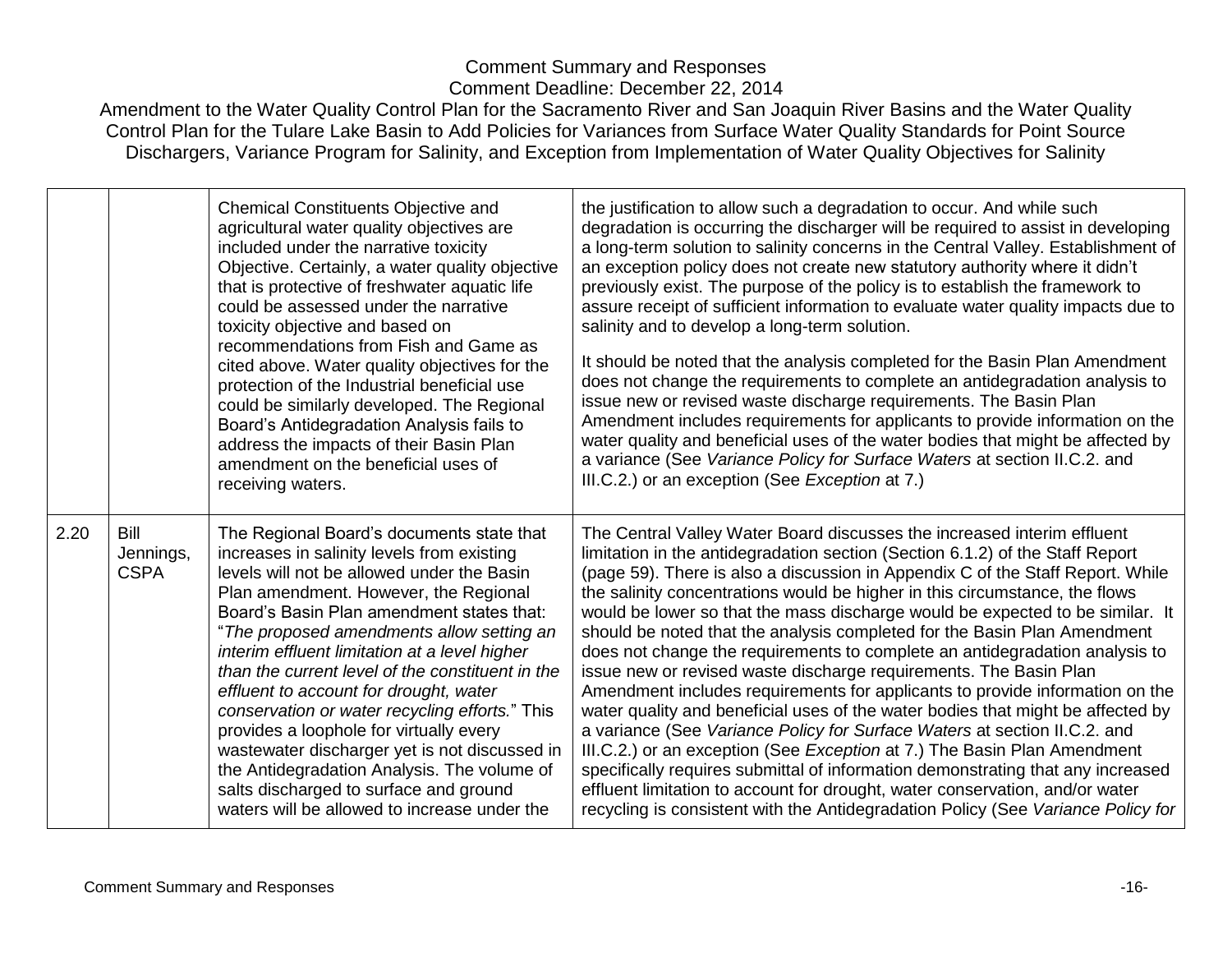| | | | |
|---|---|---|---|
| | | Chemical Constituents Objective and agricultural water quality objectives are included under the narrative toxicity Objective. Certainly, a water quality objective that is protective of freshwater aquatic life could be assessed under the narrative toxicity objective and based on recommendations from Fish and Game as cited above. Water quality objectives for the protection of the Industrial beneficial use could be similarly developed. The Regional Board's Antidegradation Analysis fails to address the impacts of their Basin Plan amendment on the beneficial uses of receiving waters. | the justification to allow such a degradation to occur. And while such degradation is occurring the discharger will be required to assist in developing a long-term solution to salinity concerns in the Central Valley. Establishment of an exception policy does not create new statutory authority where it didn't previously exist. The purpose of the policy is to establish the framework to assure receipt of sufficient information to evaluate water quality impacts due to salinity and to develop a long-term solution.<br><br>It should be noted that the analysis completed for the Basin Plan Amendment does not change the requirements to complete an antidegradation analysis to issue new or revised waste discharge requirements. The Basin Plan Amendment includes requirements for applicants to provide information on the water quality and beneficial uses of the water bodies that might be affected by a variance (See *Variance Policy for Surface Waters* at section II.C.2. and III.C.2.) or an exception (See *Exception* at 7.) |
| 2.20 | Bill Jennings, CSPA | The Regional Board's documents state that increases in salinity levels from existing levels will not be allowed under the Basin Plan amendment. However, the Regional Board's Basin Plan amendment states that: "*The proposed amendments allow setting an interim effluent limitation at a level higher than the current level of the constituent in the effluent to account for drought, water conservation or water recycling efforts.*" This provides a loophole for virtually every wastewater discharger yet is not discussed in the Antidegradation Analysis. The volume of salts discharged to surface and ground waters will be allowed to increase under the | The Central Valley Water Board discusses the increased interim effluent limitation in the antidegradation section (Section 6.1.2) of the Staff Report (page 59). There is also a discussion in Appendix C of the Staff Report. While the salinity concentrations would be higher in this circumstance, the flows would be lower so that the mass discharge would be expected to be similar. It should be noted that the analysis completed for the Basin Plan Amendment does not change the requirements to complete an antidegradation analysis to issue new or revised waste discharge requirements. The Basin Plan Amendment includes requirements for applicants to provide information on the water quality and beneficial uses of the water bodies that might be affected by a variance (See *Variance Policy for Surface Waters* at section II.C.2. and III.C.2.) or an exception (See *Exception* at 7.) The Basin Plan Amendment specifically requires submittal of information demonstrating that any increased effluent limitation to account for drought, water conservation, and/or water recycling is consistent with the Antidegradation Policy (See *Variance Policy for* |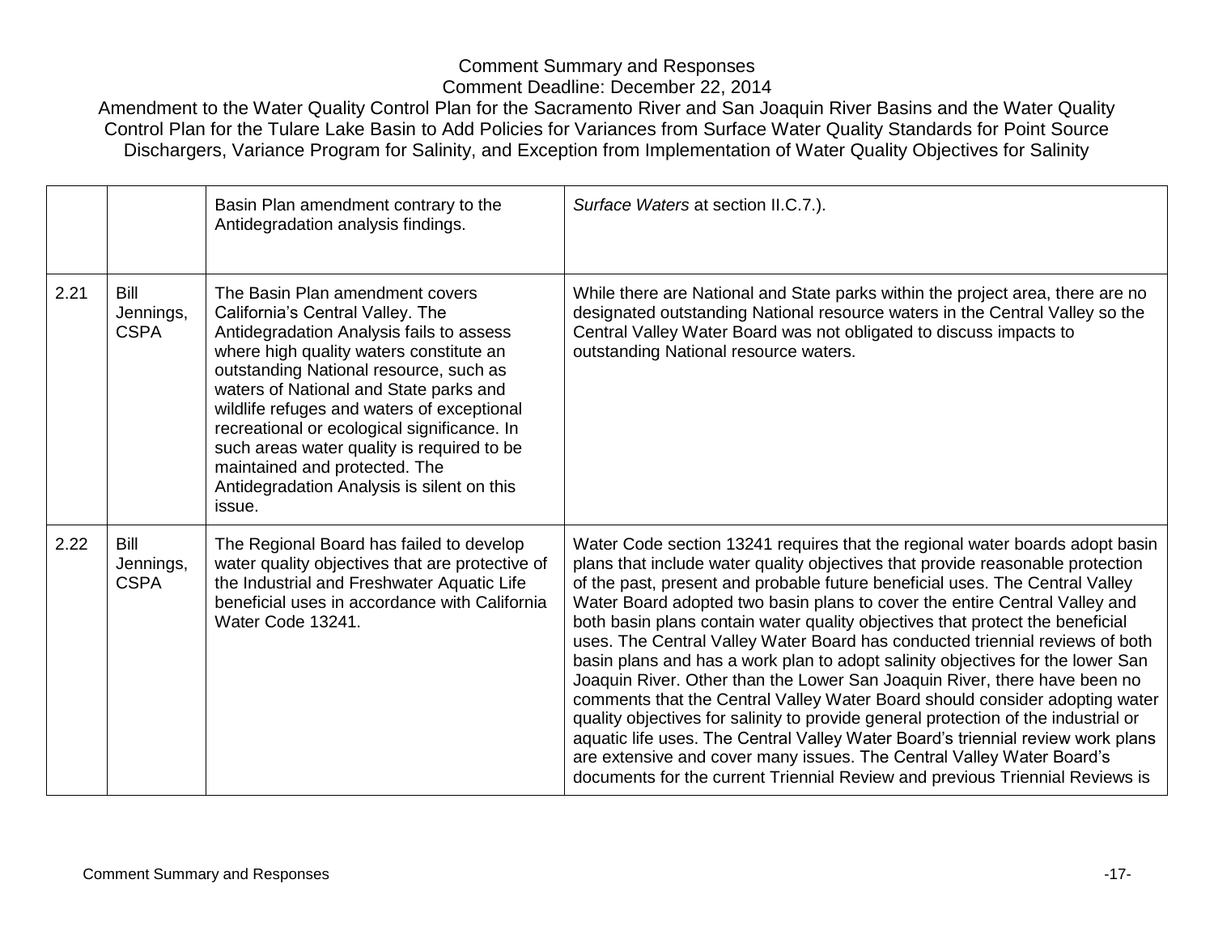| | | | |
|---|---|---|---|
| | | Basin Plan amendment contrary to the Antidegradation analysis findings. | *Surface Waters* at section II.C.7.). |
| 2.21 | Bill Jennings, CSPA | The Basin Plan amendment covers California's Central Valley. The Antidegradation Analysis fails to assess where high quality waters constitute an outstanding National resource, such as waters of National and State parks and wildlife refuges and waters of exceptional recreational or ecological significance. In such areas water quality is required to be maintained and protected. The Antidegradation Analysis is silent on this issue. | While there are National and State parks within the project area, there are no designated outstanding National resource waters in the Central Valley so the Central Valley Water Board was not obligated to discuss impacts to outstanding National resource waters. |
| 2.22 | Bill Jennings, CSPA | The Regional Board has failed to develop water quality objectives that are protective of the Industrial and Freshwater Aquatic Life beneficial uses in accordance with California Water Code 13241. | Water Code section 13241 requires that the regional water boards adopt basin plans that include water quality objectives that provide reasonable protection of the past, present and probable future beneficial uses. The Central Valley Water Board adopted two basin plans to cover the entire Central Valley and both basin plans contain water quality objectives that protect the beneficial uses. The Central Valley Water Board has conducted triennial reviews of both basin plans and has a work plan to adopt salinity objectives for the lower San Joaquin River. Other than the Lower San Joaquin River, there have been no comments that the Central Valley Water Board should consider adopting water quality objectives for salinity to provide general protection of the industrial or aquatic life uses. The Central Valley Water Board's triennial review work plans are extensive and cover many issues. The Central Valley Water Board's documents for the current Triennial Review and previous Triennial Reviews is |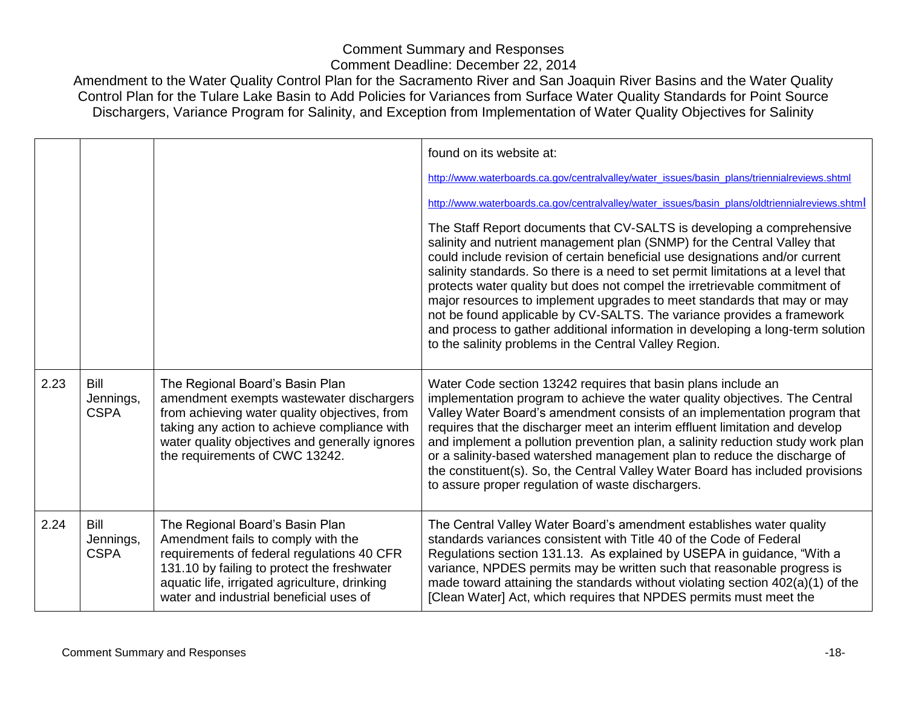| | | | |
|---|---|---|---|
| | | | found on its website at:<br><br>http://www.waterboards.ca.gov/centralvalley/water_issues/basin_plans/triennialreviews.shtml<br><br>http://www.waterboards.ca.gov/centralvalley/water_issues/basin_plans/oldtriennialreviews.shtml<br><br>The Staff Report documents that CV-SALTS is developing a comprehensive salinity and nutrient management plan (SNMP) for the Central Valley that could include revision of certain beneficial use designations and/or current salinity standards. So there is a need to set permit limitations at a level that protects water quality but does not compel the irretrievable commitment of major resources to implement upgrades to meet standards that may or may not be found applicable by CV-SALTS. The variance provides a framework and process to gather additional information in developing a long-term solution to the salinity problems in the Central Valley Region. |
| 2.23 | Bill Jennings, CSPA | The Regional Board's Basin Plan amendment exempts wastewater dischargers from achieving water quality objectives, from taking any action to achieve compliance with water quality objectives and generally ignores the requirements of CWC 13242. | Water Code section 13242 requires that basin plans include an implementation program to achieve the water quality objectives. The Central Valley Water Board's amendment consists of an implementation program that requires that the discharger meet an interim effluent limitation and develop and implement a pollution prevention plan, a salinity reduction study work plan or a salinity-based watershed management plan to reduce the discharge of the constituent(s). So, the Central Valley Water Board has included provisions to assure proper regulation of waste dischargers. |
| 2.24 | Bill Jennings, CSPA | The Regional Board's Basin Plan Amendment fails to comply with the requirements of federal regulations 40 CFR 131.10 by failing to protect the freshwater aquatic life, irrigated agriculture, drinking water and industrial beneficial uses of | The Central Valley Water Board's amendment establishes water quality standards variances consistent with Title 40 of the Code of Federal Regulations section 131.13. As explained by USEPA in guidance, "With a variance, NPDES permits may be written such that reasonable progress is made toward attaining the standards without violating section 402(a)(1) of the [Clean Water] Act, which requires that NPDES permits must meet the |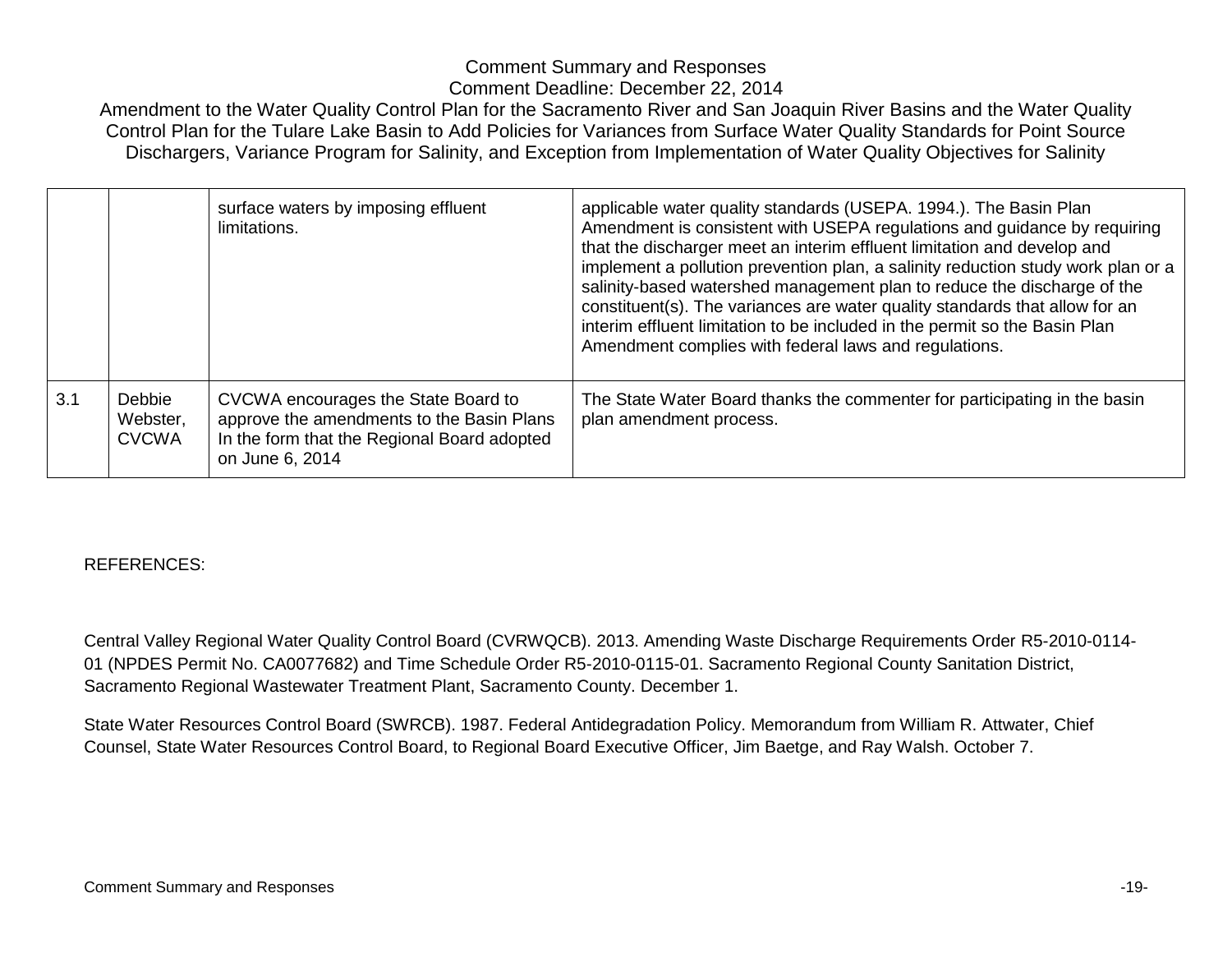| | | | |
|---|---|---|---|
| | | surface waters by imposing effluent limitations. | applicable water quality standards (USEPA. 1994.). The Basin Plan Amendment is consistent with USEPA regulations and guidance by requiring that the discharger meet an interim effluent limitation and develop and implement a pollution prevention plan, a salinity reduction study work plan or a salinity-based watershed management plan to reduce the discharge of the constituent(s). The variances are water quality standards that allow for an interim effluent limitation to be included in the permit so the Basin Plan Amendment complies with federal laws and regulations. |
| 3.1 | Debbie Webster, CVCWA | CVCWA encourages the State Board to approve the amendments to the Basin Plans In the form that the Regional Board adopted on June 6, 2014 | The State Water Board thanks the commenter for participating in the basin plan amendment process. |

REFERENCES:

Central Valley Regional Water Quality Control Board (CVRWQCB). 2013. Amending Waste Discharge Requirements Order R5-2010-0114-01 (NPDES Permit No. CA0077682) and Time Schedule Order R5-2010-0115-01. Sacramento Regional County Sanitation District, Sacramento Regional Wastewater Treatment Plant, Sacramento County. December 1.

State Water Resources Control Board (SWRCB). 1987. Federal Antidegradation Policy. Memorandum from William R. Attwater, Chief Counsel, State Water Resources Control Board, to Regional Board Executive Officer, Jim Baetge, and Ray Walsh. October 7.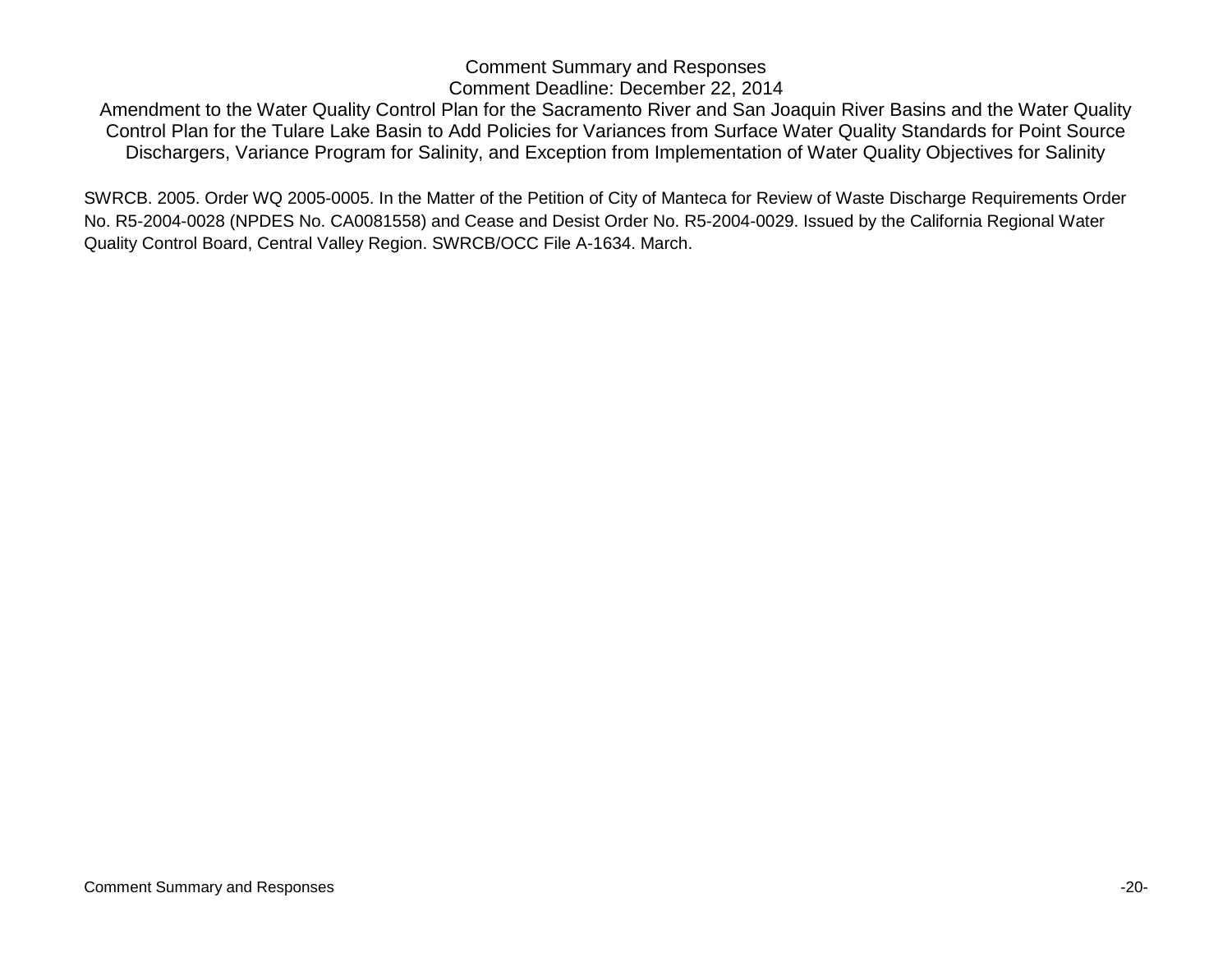SWRCB. 2005. Order WQ 2005-0005. In the Matter of the Petition of City of Manteca for Review of Waste Discharge Requirements Order No. R5-2004-0028 (NPDES No. CA0081558) and Cease and Desist Order No. R5-2004-0029. Issued by the California Regional Water Quality Control Board, Central Valley Region. SWRCB/OCC File A-1634. March.